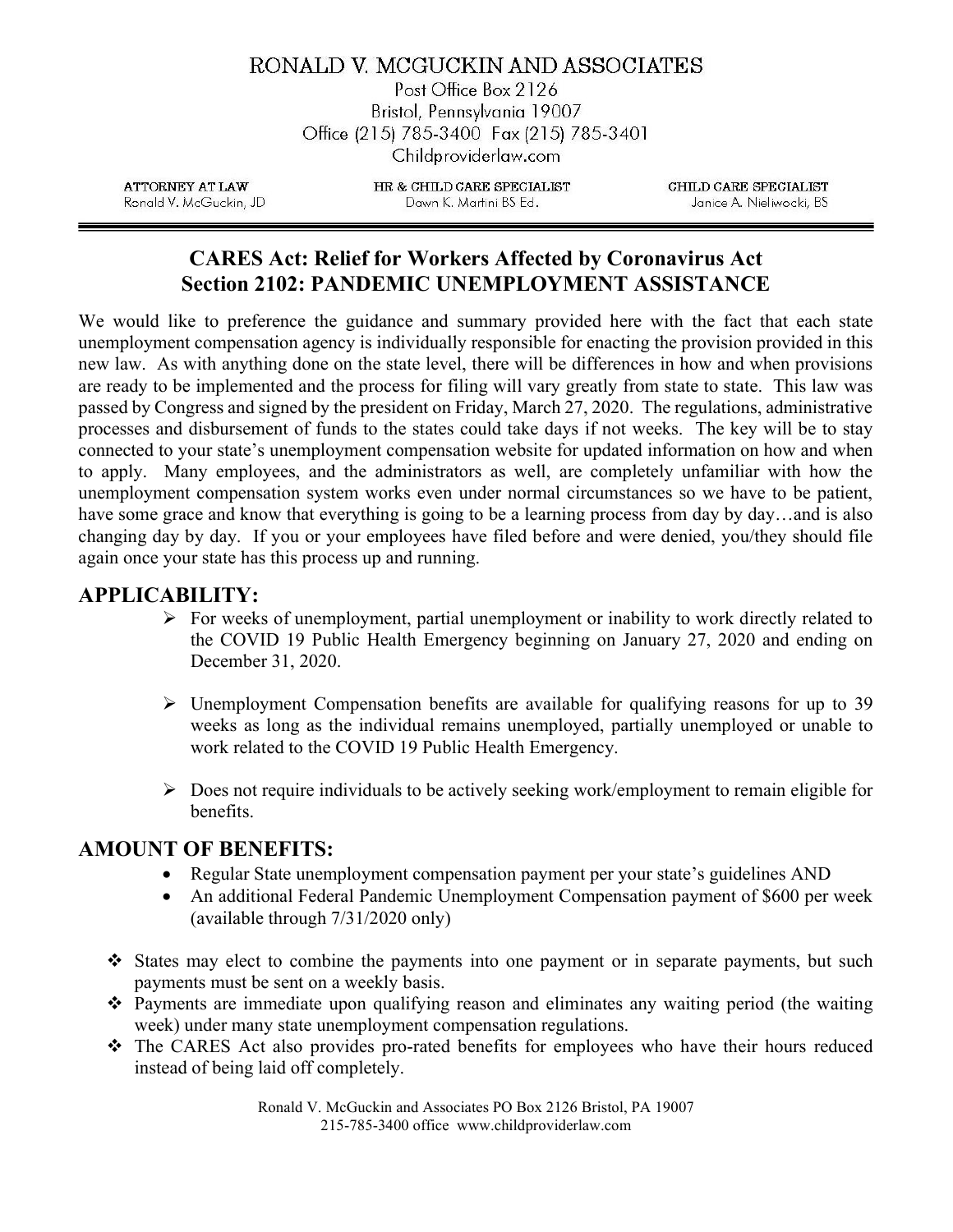# RONALD V. MCGUCKIN AND ASSOCIATES

Post Office Box 2126
Bristol, Pennsylvania 19007
Office (215) 785-3400 Fax (215) 785-3401
Childproviderlaw.com

| ATTORNEY AT LAW | HR & CHILD CARE SPECIALIST | CHILD CARE SPECIALIST |
| --- | --- | --- |
| Ronald V. McGuckin, JD | Dawn K. Martini BS Ed. | Janice A. Nieliwocki, BS |

## CARES Act: Relief for Workers Affected by Coronavirus Act
## Section 2102: PANDEMIC UNEMPLOYMENT ASSISTANCE

We would like to preference the guidance and summary provided here with the fact that each state unemployment compensation agency is individually responsible for enacting the provision provided in this new law. As with anything done on the state level, there will be differences in how and when provisions are ready to be implemented and the process for filing will vary greatly from state to state. This law was passed by Congress and signed by the president on Friday, March 27, 2020. The regulations, administrative processes and disbursement of funds to the states could take days if not weeks. The key will be to stay connected to your state's unemployment compensation website for updated information on how and when to apply. Many employees, and the administrators as well, are completely unfamiliar with how the unemployment compensation system works even under normal circumstances so we have to be patient, have some grace and know that everything is going to be a learning process from day by day…and is also changing day by day. If you or your employees have filed before and were denied, you/they should file again once your state has this process up and running.

## APPLICABILITY:

- For weeks of unemployment, partial unemployment or inability to work directly related to the COVID 19 Public Health Emergency beginning on January 27, 2020 and ending on December 31, 2020.
- Unemployment Compensation benefits are available for qualifying reasons for up to 39 weeks as long as the individual remains unemployed, partially unemployed or unable to work related to the COVID 19 Public Health Emergency.
- Does not require individuals to be actively seeking work/employment to remain eligible for benefits.

## AMOUNT OF BENEFITS:

- Regular State unemployment compensation payment per your state's guidelines AND
- An additional Federal Pandemic Unemployment Compensation payment of $600 per week (available through 7/31/2020 only)

- States may elect to combine the payments into one payment or in separate payments, but such payments must be sent on a weekly basis.
- Payments are immediate upon qualifying reason and eliminates any waiting period (the waiting week) under many state unemployment compensation regulations.
- The CARES Act also provides pro-rated benefits for employees who have their hours reduced instead of being laid off completely.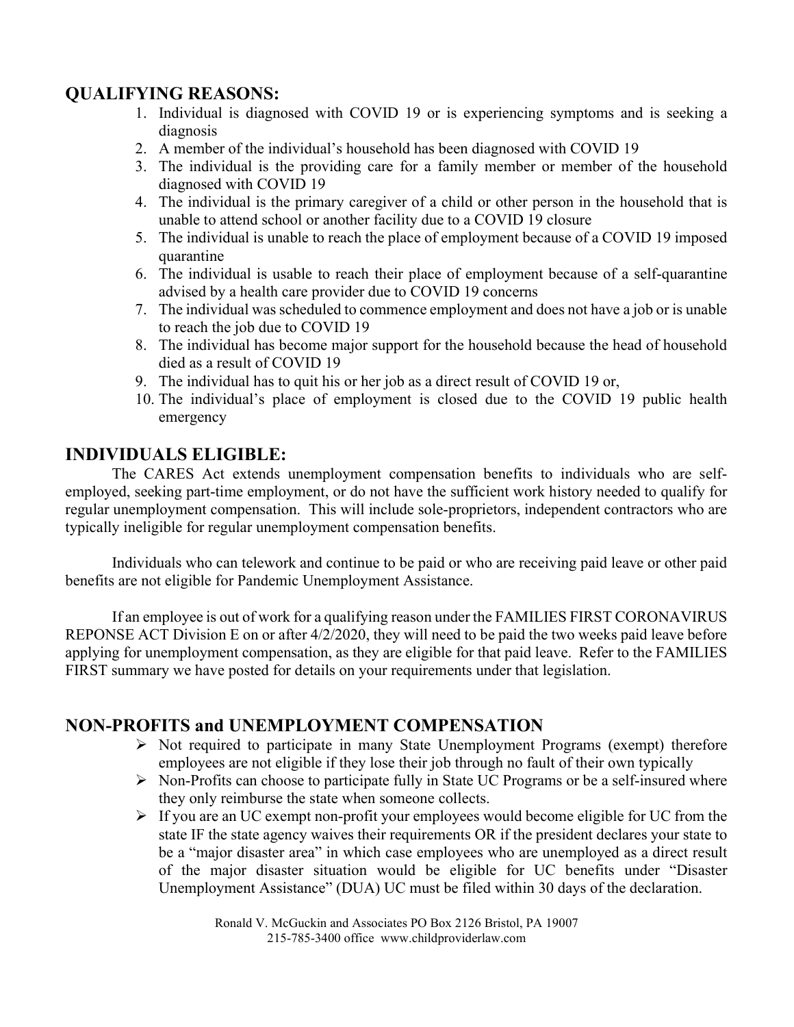## QUALIFYING REASONS:

1. Individual is diagnosed with COVID 19 or is experiencing symptoms and is seeking a diagnosis
2. A member of the individual's household has been diagnosed with COVID 19
3. The individual is the providing care for a family member or member of the household diagnosed with COVID 19
4. The individual is the primary caregiver of a child or other person in the household that is unable to attend school or another facility due to a COVID 19 closure
5. The individual is unable to reach the place of employment because of a COVID 19 imposed quarantine
6. The individual is usable to reach their place of employment because of a self-quarantine advised by a health care provider due to COVID 19 concerns
7. The individual was scheduled to commence employment and does not have a job or is unable to reach the job due to COVID 19
8. The individual has become major support for the household because the head of household died as a result of COVID 19
9. The individual has to quit his or her job as a direct result of COVID 19 or,
10. The individual's place of employment is closed due to the COVID 19 public health emergency

## INDIVIDUALS ELIGIBLE:

The CARES Act extends unemployment compensation benefits to individuals who are self-employed, seeking part-time employment, or do not have the sufficient work history needed to qualify for regular unemployment compensation. This will include sole-proprietors, independent contractors who are typically ineligible for regular unemployment compensation benefits.

Individuals who can telework and continue to be paid or who are receiving paid leave or other paid benefits are not eligible for Pandemic Unemployment Assistance.

If an employee is out of work for a qualifying reason under the FAMILIES FIRST CORONAVIRUS REPONSE ACT Division E on or after 4/2/2020, they will need to be paid the two weeks paid leave before applying for unemployment compensation, as they are eligible for that paid leave. Refer to the FAMILIES FIRST summary we have posted for details on your requirements under that legislation.

## NON-PROFITS and UNEMPLOYMENT COMPENSATION

- Not required to participate in many State Unemployment Programs (exempt) therefore employees are not eligible if they lose their job through no fault of their own typically
- Non-Profits can choose to participate fully in State UC Programs or be a self-insured where they only reimburse the state when someone collects.
- If you are an UC exempt non-profit your employees would become eligible for UC from the state IF the state agency waives their requirements OR if the president declares your state to be a "major disaster area" in which case employees who are unemployed as a direct result of the major disaster situation would be eligible for UC benefits under "Disaster Unemployment Assistance" (DUA) UC must be filed within 30 days of the declaration.

Ronald V. McGuckin and Associates PO Box 2126 Bristol, PA 19007
215-785-3400 office www.childproviderlaw.com